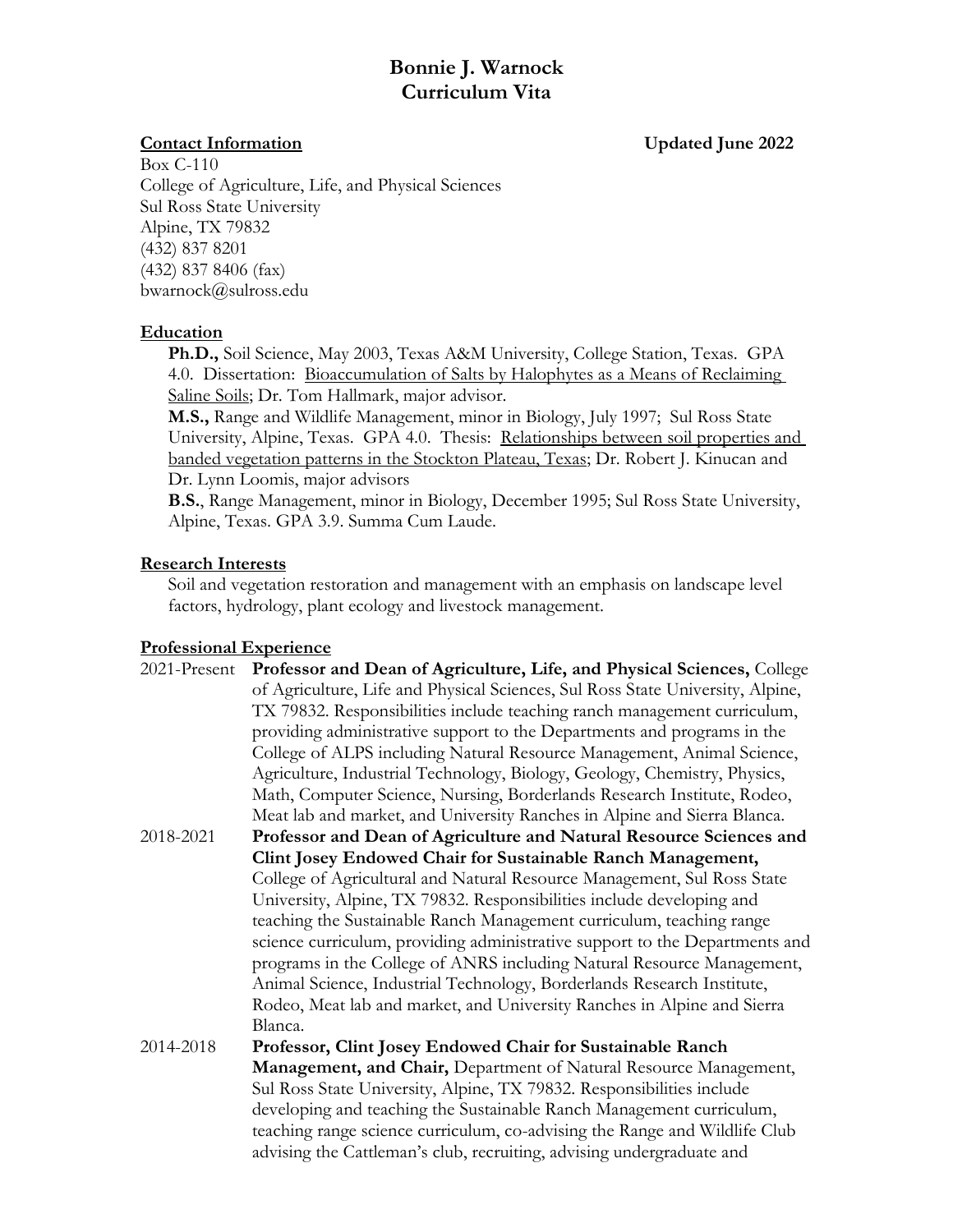# Bonnie J. Warnock
# Curriculum Vita

**Contact Information** **Updated June 2022**

Box C-110
College of Agriculture, Life, and Physical Sciences
Sul Ross State University
Alpine, TX 79832
(432) 837 8201
(432) 837 8406 (fax)
bwarnock@sulross.edu

## Education

**Ph.D.,** Soil Science, May 2003, Texas A&M University, College Station, Texas. GPA 4.0. Dissertation: Bioaccumulation of Salts by Halophytes as a Means of Reclaiming Saline Soils; Dr. Tom Hallmark, major advisor.

**M.S.,** Range and Wildlife Management, minor in Biology, July 1997; Sul Ross State University, Alpine, Texas. GPA 4.0. Thesis: Relationships between soil properties and banded vegetation patterns in the Stockton Plateau, Texas; Dr. Robert J. Kinucan and Dr. Lynn Loomis, major advisors

**B.S.**, Range Management, minor in Biology, December 1995; Sul Ross State University, Alpine, Texas. GPA 3.9. Summa Cum Laude.

## Research Interests

Soil and vegetation restoration and management with an emphasis on landscape level factors, hydrology, plant ecology and livestock management.

## Professional Experience

2021-Present **Professor and Dean of Agriculture, Life, and Physical Sciences,** College of Agriculture, Life and Physical Sciences, Sul Ross State University, Alpine, TX 79832. Responsibilities include teaching ranch management curriculum, providing administrative support to the Departments and programs in the College of ALPS including Natural Resource Management, Animal Science, Agriculture, Industrial Technology, Biology, Geology, Chemistry, Physics, Math, Computer Science, Nursing, Borderlands Research Institute, Rodeo, Meat lab and market, and University Ranches in Alpine and Sierra Blanca.

2018-2021 **Professor and Dean of Agriculture and Natural Resource Sciences and Clint Josey Endowed Chair for Sustainable Ranch Management,** College of Agricultural and Natural Resource Management, Sul Ross State University, Alpine, TX 79832. Responsibilities include developing and teaching the Sustainable Ranch Management curriculum, teaching range science curriculum, providing administrative support to the Departments and programs in the College of ANRS including Natural Resource Management, Animal Science, Industrial Technology, Borderlands Research Institute, Rodeo, Meat lab and market, and University Ranches in Alpine and Sierra Blanca.

2014-2018 **Professor, Clint Josey Endowed Chair for Sustainable Ranch Management, and Chair,** Department of Natural Resource Management, Sul Ross State University, Alpine, TX 79832. Responsibilities include developing and teaching the Sustainable Ranch Management curriculum, teaching range science curriculum, co-advising the Range and Wildlife Club advising the Cattleman's club, recruiting, advising undergraduate and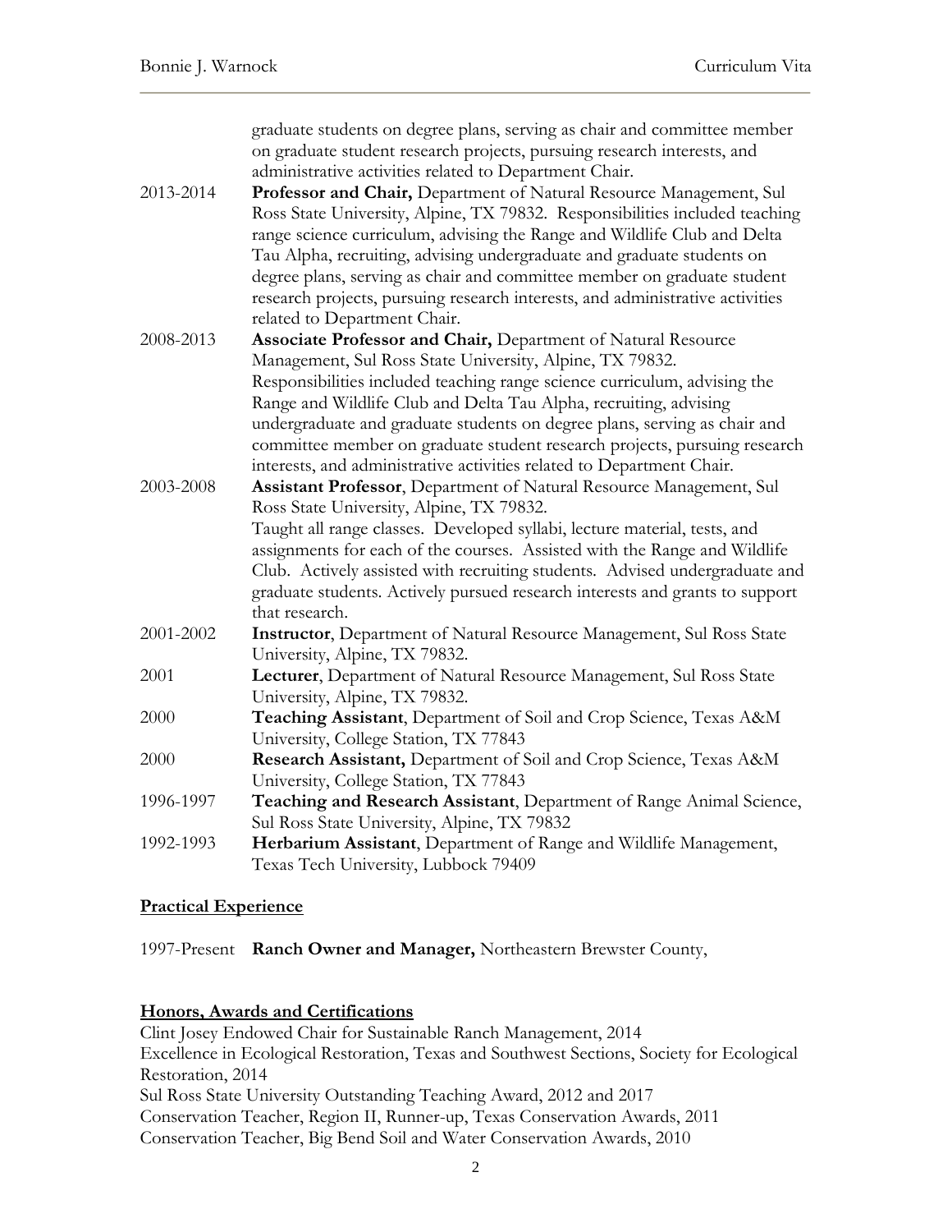graduate students on degree plans, serving as chair and committee member on graduate student research projects, pursuing research interests, and administrative activities related to Department Chair.

2013-2014 **Professor and Chair,** Department of Natural Resource Management, Sul Ross State University, Alpine, TX 79832. Responsibilities included teaching range science curriculum, advising the Range and Wildlife Club and Delta Tau Alpha, recruiting, advising undergraduate and graduate students on degree plans, serving as chair and committee member on graduate student research projects, pursuing research interests, and administrative activities related to Department Chair.

2008-2013 **Associate Professor and Chair,** Department of Natural Resource Management, Sul Ross State University, Alpine, TX 79832. Responsibilities included teaching range science curriculum, advising the Range and Wildlife Club and Delta Tau Alpha, recruiting, advising undergraduate and graduate students on degree plans, serving as chair and committee member on graduate student research projects, pursuing research interests, and administrative activities related to Department Chair.

2003-2008 **Assistant Professor**, Department of Natural Resource Management, Sul Ross State University, Alpine, TX 79832. Taught all range classes. Developed syllabi, lecture material, tests, and assignments for each of the courses. Assisted with the Range and Wildlife Club. Actively assisted with recruiting students. Advised undergraduate and graduate students. Actively pursued research interests and grants to support that research.

2001-2002 **Instructor**, Department of Natural Resource Management, Sul Ross State University, Alpine, TX 79832.

2001 **Lecturer**, Department of Natural Resource Management, Sul Ross State University, Alpine, TX 79832.

2000 **Teaching Assistant**, Department of Soil and Crop Science, Texas A&M University, College Station, TX 77843

2000 **Research Assistant,** Department of Soil and Crop Science, Texas A&M University, College Station, TX 77843

1996-1997 **Teaching and Research Assistant**, Department of Range Animal Science, Sul Ross State University, Alpine, TX 79832

1992-1993 **Herbarium Assistant**, Department of Range and Wildlife Management, Texas Tech University, Lubbock 79409

## Practical Experience

1997-Present **Ranch Owner and Manager,** Northeastern Brewster County,

## Honors, Awards and Certifications

Clint Josey Endowed Chair for Sustainable Ranch Management, 2014

Excellence in Ecological Restoration, Texas and Southwest Sections, Society for Ecological Restoration, 2014

Sul Ross State University Outstanding Teaching Award, 2012 and 2017

Conservation Teacher, Region II, Runner-up, Texas Conservation Awards, 2011

Conservation Teacher, Big Bend Soil and Water Conservation Awards, 2010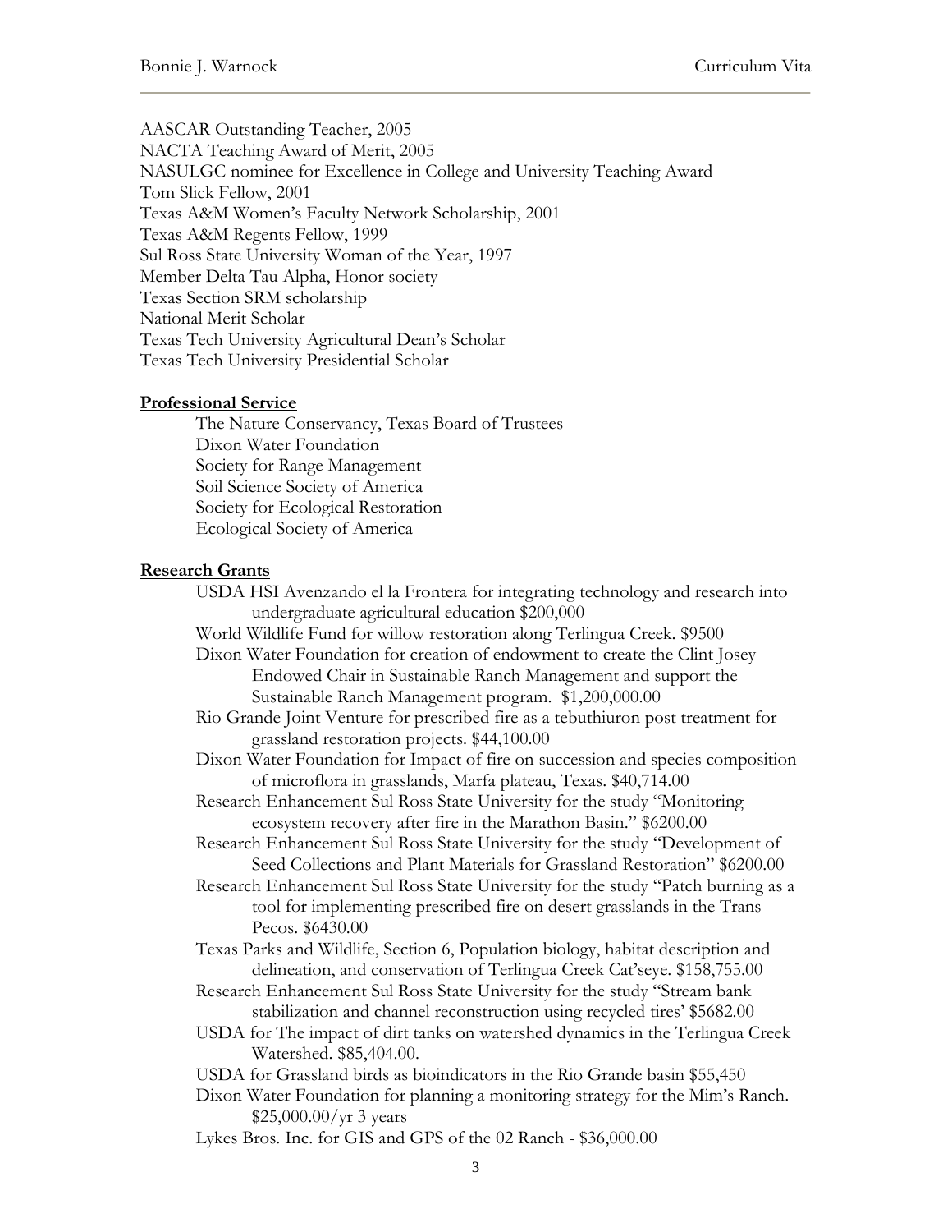AASCAR Outstanding Teacher, 2005
NACTA Teaching Award of Merit, 2005
NASULGC nominee for Excellence in College and University Teaching Award
Tom Slick Fellow, 2001
Texas A&M Women's Faculty Network Scholarship, 2001
Texas A&M Regents Fellow, 1999
Sul Ross State University Woman of the Year, 1997
Member Delta Tau Alpha, Honor society
Texas Section SRM scholarship
National Merit Scholar
Texas Tech University Agricultural Dean's Scholar
Texas Tech University Presidential Scholar

**Professional Service**

The Nature Conservancy, Texas Board of Trustees
Dixon Water Foundation
Society for Range Management
Soil Science Society of America
Society for Ecological Restoration
Ecological Society of America

**Research Grants**

USDA HSI Avenzando el la Frontera for integrating technology and research into undergraduate agricultural education $200,000

World Wildlife Fund for willow restoration along Terlingua Creek. $9500

Dixon Water Foundation for creation of endowment to create the Clint Josey Endowed Chair in Sustainable Ranch Management and support the Sustainable Ranch Management program. $1,200,000.00

Rio Grande Joint Venture for prescribed fire as a tebuthiuron post treatment for grassland restoration projects. $44,100.00

Dixon Water Foundation for Impact of fire on succession and species composition of microflora in grasslands, Marfa plateau, Texas. $40,714.00

Research Enhancement Sul Ross State University for the study "Monitoring ecosystem recovery after fire in the Marathon Basin." $6200.00

Research Enhancement Sul Ross State University for the study "Development of Seed Collections and Plant Materials for Grassland Restoration" $6200.00

Research Enhancement Sul Ross State University for the study "Patch burning as a tool for implementing prescribed fire on desert grasslands in the Trans Pecos. $6430.00

Texas Parks and Wildlife, Section 6, Population biology, habitat description and delineation, and conservation of Terlingua Creek Cat'seye. $158,755.00

Research Enhancement Sul Ross State University for the study "Stream bank stabilization and channel reconstruction using recycled tires' $5682.00

USDA for The impact of dirt tanks on watershed dynamics in the Terlingua Creek Watershed. $85,404.00.

USDA for Grassland birds as bioindicators in the Rio Grande basin $55,450

Dixon Water Foundation for planning a monitoring strategy for the Mim's Ranch. $25,000.00/yr 3 years

Lykes Bros. Inc. for GIS and GPS of the 02 Ranch - $36,000.00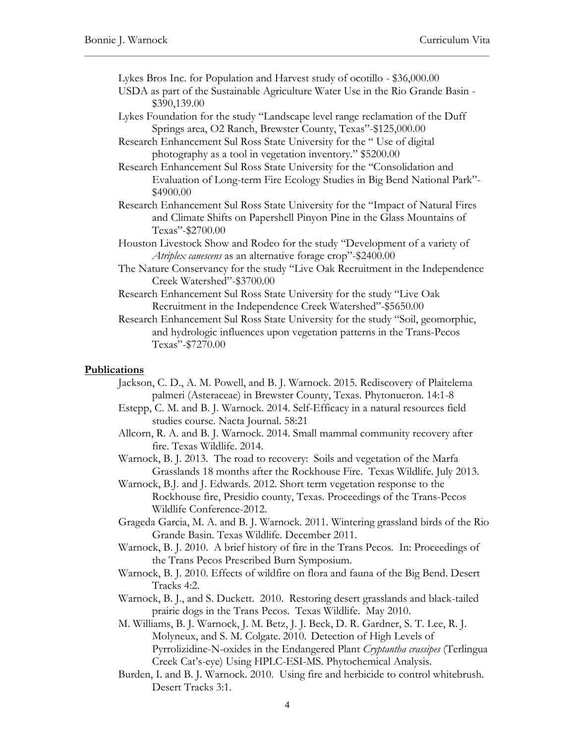Lykes Bros Inc. for Population and Harvest study of ocotillo - $36,000.00

USDA as part of the Sustainable Agriculture Water Use in the Rio Grande Basin - $390,139.00

Lykes Foundation for the study "Landscape level range reclamation of the Duff Springs area, O2 Ranch, Brewster County, Texas"-$125,000.00

Research Enhancement Sul Ross State University for the " Use of digital photography as a tool in vegetation inventory." $5200.00

Research Enhancement Sul Ross State University for the "Consolidation and Evaluation of Long-term Fire Ecology Studies in Big Bend National Park"- $4900.00

Research Enhancement Sul Ross State University for the "Impact of Natural Fires and Climate Shifts on Papershell Pinyon Pine in the Glass Mountains of Texas"-$2700.00

Houston Livestock Show and Rodeo for the study "Development of a variety of *Atriplex canescens* as an alternative forage crop"-$2400.00

The Nature Conservancy for the study "Live Oak Recruitment in the Independence Creek Watershed"-$3700.00

Research Enhancement Sul Ross State University for the study "Live Oak Recruitment in the Independence Creek Watershed"-$5650.00

Research Enhancement Sul Ross State University for the study "Soil, geomorphic, and hydrologic influences upon vegetation patterns in the Trans-Pecos Texas"-$7270.00

## Publications

Jackson, C. D., A. M. Powell, and B. J. Warnock. 2015. Rediscovery of Plaitelema palmeri (Asteraceae) in Brewster County, Texas. Phytonueron. 14:1-8

Estepp, C. M. and B. J. Warnock. 2014. Self-Efficacy in a natural resources field studies course. Nacta Journal. 58:21

Allcorn, R. A. and B. J. Warnock. 2014. Small mammal community recovery after fire. Texas Wildlife. 2014.

Warnock, B. J. 2013. The road to recovery: Soils and vegetation of the Marfa Grasslands 18 months after the Rockhouse Fire. Texas Wildlife. July 2013.

Warnock, B.J. and J. Edwards. 2012. Short term vegetation response to the Rockhouse fire, Presidio county, Texas. Proceedings of the Trans-Pecos Wildlife Conference-2012.

Grageda Garcia, M. A. and B. J. Warnock. 2011. Wintering grassland birds of the Rio Grande Basin. Texas Wildlife. December 2011.

Warnock, B. J. 2010. A brief history of fire in the Trans Pecos. In: Proceedings of the Trans Pecos Prescribed Burn Symposium.

Warnock, B. J. 2010. Effects of wildfire on flora and fauna of the Big Bend. Desert Tracks 4:2.

Warnock, B. J., and S. Duckett. 2010. Restoring desert grasslands and black-tailed prairie dogs in the Trans Pecos. Texas Wildlife. May 2010.

M. Williams, B. J. Warnock, J. M. Betz, J. J. Beck, D. R. Gardner, S. T. Lee, R. J. Molyneux, and S. M. Colgate. 2010. Detection of High Levels of Pyrrolizidine-N-oxides in the Endangered Plant *Cryptantha crassipes* (Terlingua Creek Cat's-eye) Using HPLC-ESI-MS. Phytochemical Analysis.

Burden, I. and B. J. Warnock. 2010. Using fire and herbicide to control whitebrush. Desert Tracks 3:1.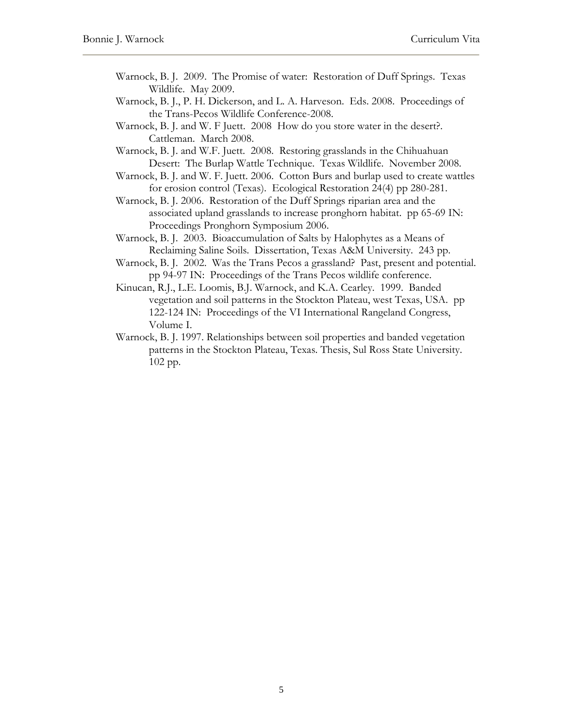Warnock, B. J. 2009. The Promise of water: Restoration of Duff Springs. Texas Wildlife. May 2009.

Warnock, B. J., P. H. Dickerson, and L. A. Harveson. Eds. 2008. Proceedings of the Trans-Pecos Wildlife Conference-2008.

Warnock, B. J. and W. F Juett. 2008 How do you store water in the desert?. Cattleman. March 2008.

Warnock, B. J. and W.F. Juett. 2008. Restoring grasslands in the Chihuahuan Desert: The Burlap Wattle Technique. Texas Wildlife. November 2008.

Warnock, B. J. and W. F. Juett. 2006. Cotton Burs and burlap used to create wattles for erosion control (Texas). Ecological Restoration 24(4) pp 280-281.

Warnock, B. J. 2006. Restoration of the Duff Springs riparian area and the associated upland grasslands to increase pronghorn habitat. pp 65-69 IN: Proceedings Pronghorn Symposium 2006.

Warnock, B. J. 2003. Bioaccumulation of Salts by Halophytes as a Means of Reclaiming Saline Soils. Dissertation, Texas A&M University. 243 pp.

Warnock, B. J. 2002. Was the Trans Pecos a grassland? Past, present and potential. pp 94-97 IN: Proceedings of the Trans Pecos wildlife conference.

Kinucan, R.J., L.E. Loomis, B.J. Warnock, and K.A. Cearley. 1999. Banded vegetation and soil patterns in the Stockton Plateau, west Texas, USA. pp 122-124 IN: Proceedings of the VI International Rangeland Congress, Volume I.

Warnock, B. J. 1997. Relationships between soil properties and banded vegetation patterns in the Stockton Plateau, Texas. Thesis, Sul Ross State University. 102 pp.